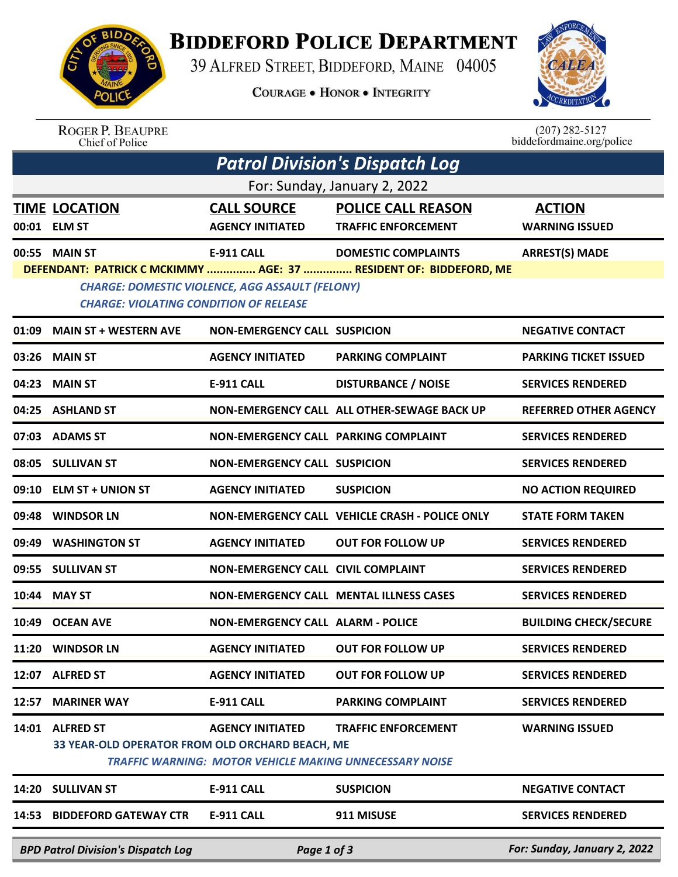# BIDDEFORD POLICE DEPARTMENT

39 ALFRED STREET, BIDDEFORD, MAINE 04005

COURAGE • HONOR • INTEGRITY

ROGER P. BEAUPRE
Chief of Police

(207) 282-5127
biddefordmaine.org/police

## *Patrol Division's Dispatch Log*

For: Sunday, January 2, 2022

| TIME | LOCATION | CALL SOURCE | POLICE CALL REASON | ACTION |
|---|---|---|---|---|
| 00:01 | ELM ST | AGENCY INITIATED | TRAFFIC ENFORCEMENT | WARNING ISSUED |
| 00:55 | MAIN ST | E-911 CALL | DOMESTIC COMPLAINTS | ARREST(S) MADE |
| | DEFENDANT: PATRICK C MCKIMMY ............... AGE: 37 ............... RESIDENT OF: BIDDEFORD, ME<br>*CHARGE: DOMESTIC VIOLENCE, AGG ASSAULT (FELONY)*<br>*CHARGE: VIOLATING CONDITION OF RELEASE* | | | |
| 01:09 | MAIN ST + WESTERN AVE | NON-EMERGENCY CALL | SUSPICION | NEGATIVE CONTACT |
| 03:26 | MAIN ST | AGENCY INITIATED | PARKING COMPLAINT | PARKING TICKET ISSUED |
| 04:23 | MAIN ST | E-911 CALL | DISTURBANCE / NOISE | SERVICES RENDERED |
| 04:25 | ASHLAND ST | NON-EMERGENCY CALL | ALL OTHER-SEWAGE BACK UP | REFERRED OTHER AGENCY |
| 07:03 | ADAMS ST | NON-EMERGENCY CALL | PARKING COMPLAINT | SERVICES RENDERED |
| 08:05 | SULLIVAN ST | NON-EMERGENCY CALL | SUSPICION | SERVICES RENDERED |
| 09:10 | ELM ST + UNION ST | AGENCY INITIATED | SUSPICION | NO ACTION REQUIRED |
| 09:48 | WINDSOR LN | NON-EMERGENCY CALL | VEHICLE CRASH - POLICE ONLY | STATE FORM TAKEN |
| 09:49 | WASHINGTON ST | AGENCY INITIATED | OUT FOR FOLLOW UP | SERVICES RENDERED |
| 09:55 | SULLIVAN ST | NON-EMERGENCY CALL | CIVIL COMPLAINT | SERVICES RENDERED |
| 10:44 | MAY ST | NON-EMERGENCY CALL | MENTAL ILLNESS CASES | SERVICES RENDERED |
| 10:49 | OCEAN AVE | NON-EMERGENCY CALL | ALARM - POLICE | BUILDING CHECK/SECURE |
| 11:20 | WINDSOR LN | AGENCY INITIATED | OUT FOR FOLLOW UP | SERVICES RENDERED |
| 12:07 | ALFRED ST | AGENCY INITIATED | OUT FOR FOLLOW UP | SERVICES RENDERED |
| 12:57 | MARINER WAY | E-911 CALL | PARKING COMPLAINT | SERVICES RENDERED |
| 14:01 | ALFRED ST | AGENCY INITIATED | TRAFFIC ENFORCEMENT | WARNING ISSUED |
| | 33 YEAR-OLD OPERATOR FROM OLD ORCHARD BEACH, ME<br>*TRAFFIC WARNING: MOTOR VEHICLE MAKING UNNECESSARY NOISE* | | | |
| 14:20 | SULLIVAN ST | E-911 CALL | SUSPICION | NEGATIVE CONTACT |
| 14:53 | BIDDEFORD GATEWAY CTR | E-911 CALL | 911 MISUSE | SERVICES RENDERED |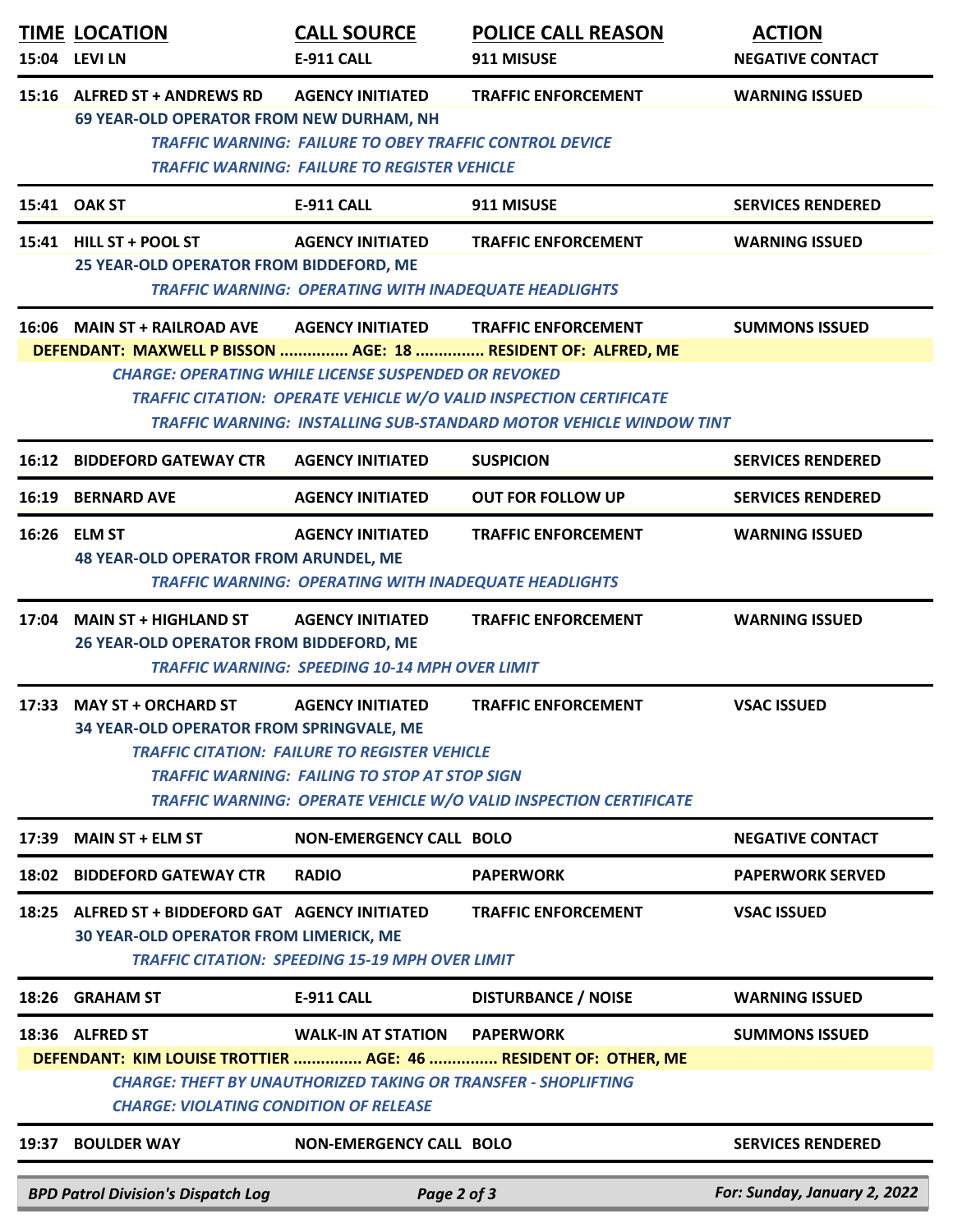| TIME | LOCATION | CALL SOURCE | POLICE CALL REASON | ACTION |
|---|---|---|---|---|
| 15:04 | LEVI LN | E-911 CALL | 911 MISUSE | NEGATIVE CONTACT |
| 15:16 | ALFRED ST + ANDREWS RD | AGENCY INITIATED | TRAFFIC ENFORCEMENT | WARNING ISSUED |

69 YEAR-OLD OPERATOR FROM NEW DURHAM, NH
*TRAFFIC WARNING: FAILURE TO OBEY TRAFFIC CONTROL DEVICE*
*TRAFFIC WARNING: FAILURE TO REGISTER VEHICLE*

| TIME | LOCATION | CALL SOURCE | POLICE CALL REASON | ACTION |
|---|---|---|---|---|
| 15:41 | OAK ST | E-911 CALL | 911 MISUSE | SERVICES RENDERED |
| 15:41 | HILL ST + POOL ST | AGENCY INITIATED | TRAFFIC ENFORCEMENT | WARNING ISSUED |

25 YEAR-OLD OPERATOR FROM BIDDEFORD, ME
*TRAFFIC WARNING: OPERATING WITH INADEQUATE HEADLIGHTS*

| TIME | LOCATION | CALL SOURCE | POLICE CALL REASON | ACTION |
|---|---|---|---|---|
| 16:06 | MAIN ST + RAILROAD AVE | AGENCY INITIATED | TRAFFIC ENFORCEMENT | SUMMONS ISSUED |

DEFENDANT: MAXWELL P BISSON ............... AGE: 18 ............... RESIDENT OF: ALFRED, ME
*CHARGE: OPERATING WHILE LICENSE SUSPENDED OR REVOKED*
*TRAFFIC CITATION: OPERATE VEHICLE W/O VALID INSPECTION CERTIFICATE*
*TRAFFIC WARNING: INSTALLING SUB-STANDARD MOTOR VEHICLE WINDOW TINT*

| TIME | LOCATION | CALL SOURCE | POLICE CALL REASON | ACTION |
|---|---|---|---|---|
| 16:12 | BIDDEFORD GATEWAY CTR | AGENCY INITIATED | SUSPICION | SERVICES RENDERED |
| 16:19 | BERNARD AVE | AGENCY INITIATED | OUT FOR FOLLOW UP | SERVICES RENDERED |
| 16:26 | ELM ST | AGENCY INITIATED | TRAFFIC ENFORCEMENT | WARNING ISSUED |

48 YEAR-OLD OPERATOR FROM ARUNDEL, ME
*TRAFFIC WARNING: OPERATING WITH INADEQUATE HEADLIGHTS*

| TIME | LOCATION | CALL SOURCE | POLICE CALL REASON | ACTION |
|---|---|---|---|---|
| 17:04 | MAIN ST + HIGHLAND ST | AGENCY INITIATED | TRAFFIC ENFORCEMENT | WARNING ISSUED |

26 YEAR-OLD OPERATOR FROM BIDDEFORD, ME
*TRAFFIC WARNING: SPEEDING 10-14 MPH OVER LIMIT*

| TIME | LOCATION | CALL SOURCE | POLICE CALL REASON | ACTION |
|---|---|---|---|---|
| 17:33 | MAY ST + ORCHARD ST | AGENCY INITIATED | TRAFFIC ENFORCEMENT | VSAC ISSUED |

34 YEAR-OLD OPERATOR FROM SPRINGVALE, ME
*TRAFFIC CITATION: FAILURE TO REGISTER VEHICLE*
*TRAFFIC WARNING: FAILING TO STOP AT STOP SIGN*
*TRAFFIC WARNING: OPERATE VEHICLE W/O VALID INSPECTION CERTIFICATE*

| TIME | LOCATION | CALL SOURCE | POLICE CALL REASON | ACTION |
|---|---|---|---|---|
| 17:39 | MAIN ST + ELM ST | NON-EMERGENCY CALL | BOLO | NEGATIVE CONTACT |
| 18:02 | BIDDEFORD GATEWAY CTR | RADIO | PAPERWORK | PAPERWORK SERVED |
| 18:25 | ALFRED ST + BIDDEFORD GAT | AGENCY INITIATED | TRAFFIC ENFORCEMENT | VSAC ISSUED |

30 YEAR-OLD OPERATOR FROM LIMERICK, ME
*TRAFFIC CITATION: SPEEDING 15-19 MPH OVER LIMIT*

| TIME | LOCATION | CALL SOURCE | POLICE CALL REASON | ACTION |
|---|---|---|---|---|
| 18:26 | GRAHAM ST | E-911 CALL | DISTURBANCE / NOISE | WARNING ISSUED |
| 18:36 | ALFRED ST | WALK-IN AT STATION | PAPERWORK | SUMMONS ISSUED |

DEFENDANT: KIM LOUISE TROTTIER ............... AGE: 46 ............... RESIDENT OF: OTHER, ME
*CHARGE: THEFT BY UNAUTHORIZED TAKING OR TRANSFER - SHOPLIFTING*
*CHARGE: VIOLATING CONDITION OF RELEASE*

| TIME | LOCATION | CALL SOURCE | POLICE CALL REASON | ACTION |
|---|---|---|---|---|
| 19:37 | BOULDER WAY | NON-EMERGENCY CALL | BOLO | SERVICES RENDERED |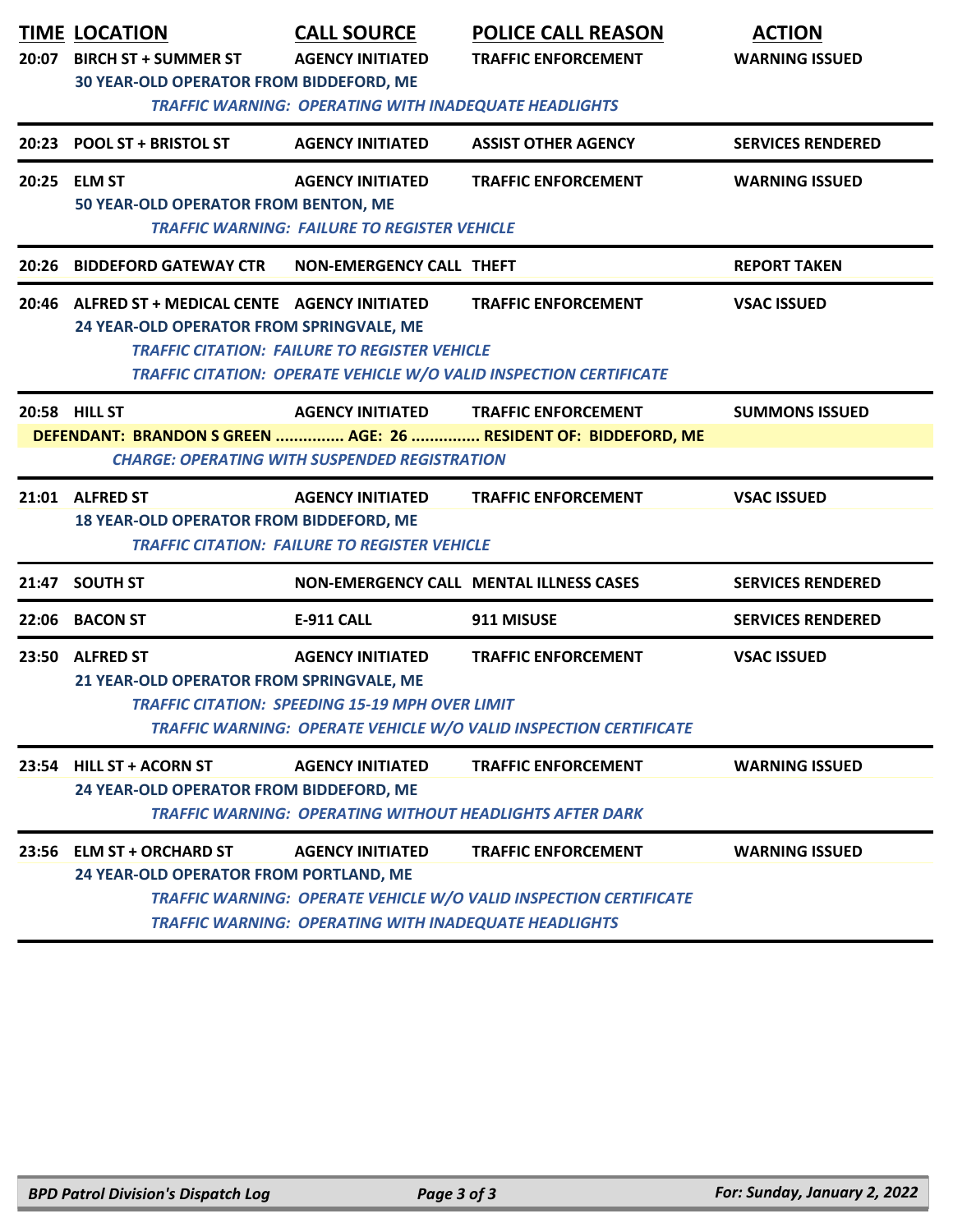| TIME | LOCATION | CALL SOURCE | POLICE CALL REASON | ACTION |
|---|---|---|---|---|
| 20:07 | BIRCH ST + SUMMER ST | AGENCY INITIATED | TRAFFIC ENFORCEMENT | WARNING ISSUED |
| | 30 YEAR-OLD OPERATOR FROM BIDDEFORD, ME | | | |
| | TRAFFIC WARNING: OPERATING WITH INADEQUATE HEADLIGHTS | | | |
| 20:23 | POOL ST + BRISTOL ST | AGENCY INITIATED | ASSIST OTHER AGENCY | SERVICES RENDERED |
| 20:25 | ELM ST | AGENCY INITIATED | TRAFFIC ENFORCEMENT | WARNING ISSUED |
| | 50 YEAR-OLD OPERATOR FROM BENTON, ME | | | |
| | TRAFFIC WARNING: FAILURE TO REGISTER VEHICLE | | | |
| 20:26 | BIDDEFORD GATEWAY CTR | NON-EMERGENCY CALL | THEFT | REPORT TAKEN |
| 20:46 | ALFRED ST + MEDICAL CENTE | AGENCY INITIATED | TRAFFIC ENFORCEMENT | VSAC ISSUED |
| | 24 YEAR-OLD OPERATOR FROM SPRINGVALE, ME | | | |
| | TRAFFIC CITATION: FAILURE TO REGISTER VEHICLE | | | |
| | TRAFFIC CITATION: OPERATE VEHICLE W/O VALID INSPECTION CERTIFICATE | | | |
| 20:58 | HILL ST | AGENCY INITIATED | TRAFFIC ENFORCEMENT | SUMMONS ISSUED |
| | DEFENDANT: BRANDON S GREEN ............... AGE: 26 ............... RESIDENT OF: BIDDEFORD, ME | | | |
| | CHARGE: OPERATING WITH SUSPENDED REGISTRATION | | | |
| 21:01 | ALFRED ST | AGENCY INITIATED | TRAFFIC ENFORCEMENT | VSAC ISSUED |
| | 18 YEAR-OLD OPERATOR FROM BIDDEFORD, ME | | | |
| | TRAFFIC CITATION: FAILURE TO REGISTER VEHICLE | | | |
| 21:47 | SOUTH ST | NON-EMERGENCY CALL | MENTAL ILLNESS CASES | SERVICES RENDERED |
| 22:06 | BACON ST | E-911 CALL | 911 MISUSE | SERVICES RENDERED |
| 23:50 | ALFRED ST | AGENCY INITIATED | TRAFFIC ENFORCEMENT | VSAC ISSUED |
| | 21 YEAR-OLD OPERATOR FROM SPRINGVALE, ME | | | |
| | TRAFFIC CITATION: SPEEDING 15-19 MPH OVER LIMIT | | | |
| | TRAFFIC WARNING: OPERATE VEHICLE W/O VALID INSPECTION CERTIFICATE | | | |
| 23:54 | HILL ST + ACORN ST | AGENCY INITIATED | TRAFFIC ENFORCEMENT | WARNING ISSUED |
| | 24 YEAR-OLD OPERATOR FROM BIDDEFORD, ME | | | |
| | TRAFFIC WARNING: OPERATING WITHOUT HEADLIGHTS AFTER DARK | | | |
| 23:56 | ELM ST + ORCHARD ST | AGENCY INITIATED | TRAFFIC ENFORCEMENT | WARNING ISSUED |
| | 24 YEAR-OLD OPERATOR FROM PORTLAND, ME | | | |
| | TRAFFIC WARNING: OPERATE VEHICLE W/O VALID INSPECTION CERTIFICATE | | | |
| | TRAFFIC WARNING: OPERATING WITH INADEQUATE HEADLIGHTS | | | |